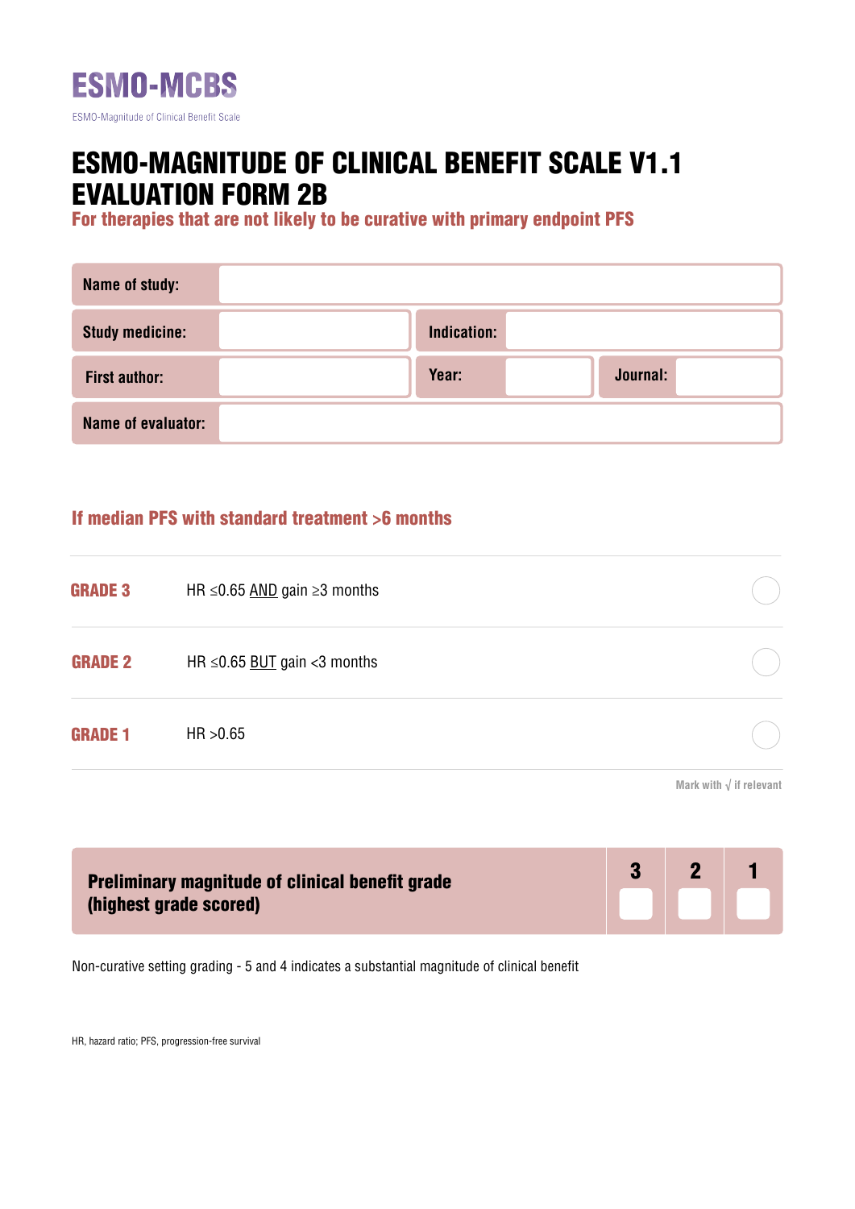# ESMO-MCBS

ESMO-Magnitude of Clinical Benefit Scale

# ESMO-MAGNITUDE OF CLINICAL BENEFIT SCALE V1.1 EVALUATION FORM 2B

**For therapies that are not likely to be curative with primary endpoint PFS**

| | | | | | |
|---|---|---|---|---|---|
| **Name of study:** | | | | | |
| **Study medicine:** | | **Indication:** | | | |
| **First author:** | | **Year:** | | **Journal:** | |
| **Name of evaluator:** | | | | | |

## If median PFS with standard treatment >6 months

| | | |
|---|---|---|
| **GRADE 3** | HR ≤0.65 AND gain ≥3 months | ○ |
| **GRADE 2** | HR ≤0.65 BUT gain <3 months | ○ |
| **GRADE 1** | HR >0.65 | ○ |

Mark with √ if relevant

| **Preliminary magnitude of clinical benefit grade (highest grade scored)** | 3 | 2 | 1 |
|---|---|---|---|
| | | | |

Non-curative setting grading - 5 and 4 indicates a substantial magnitude of clinical benefit

HR, hazard ratio; PFS, progression-free survival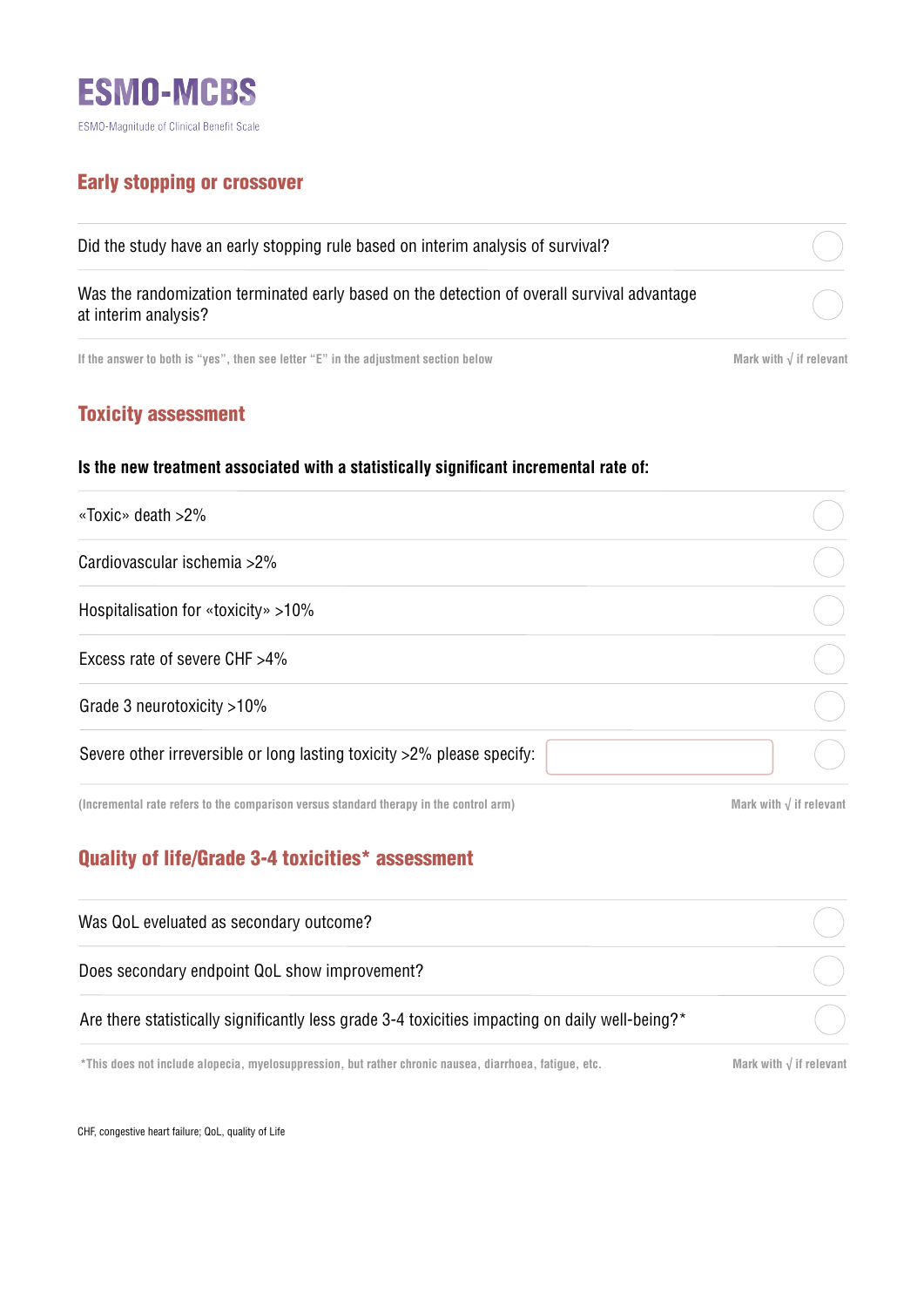# ESMO-MCBS

ESMO-Magnitude of Clinical Benefit Scale

## Early stopping or crossover

| | |
|---|---|
| Did the study have an early stopping rule based on interim analysis of survival? | ◯ |
| Was the randomization terminated early based on the detection of overall survival advantage at interim analysis? | ◯ |

If the answer to both is "yes", then see letter "E" in the adjustment section below — Mark with √ if relevant

## Toxicity assessment

**Is the new treatment associated with a statistically significant incremental rate of:**

| | |
|---|---|
| «Toxic» death >2% | ◯ |
| Cardiovascular ischemia >2% | ◯ |
| Hospitalisation for «toxicity» >10% | ◯ |
| Excess rate of severe CHF >4% | ◯ |
| Grade 3 neurotoxicity >10% | ◯ |
| Severe other irreversible or long lasting toxicity >2% please specify: ______ | ◯ |

(Incremental rate refers to the comparison versus standard therapy in the control arm) — Mark with √ if relevant

## Quality of life/Grade 3-4 toxicities* assessment

| | |
|---|---|
| Was QoL eveluated as secondary outcome? | ◯ |
| Does secondary endpoint QoL show improvement? | ◯ |
| Are there statistically significantly less grade 3-4 toxicities impacting on daily well-being?* | ◯ |

*This does not include alopecia, myelosuppression, but rather chronic nausea, diarrhoea, fatigue, etc. — Mark with √ if relevant

CHF, congestive heart failure; QoL, quality of Life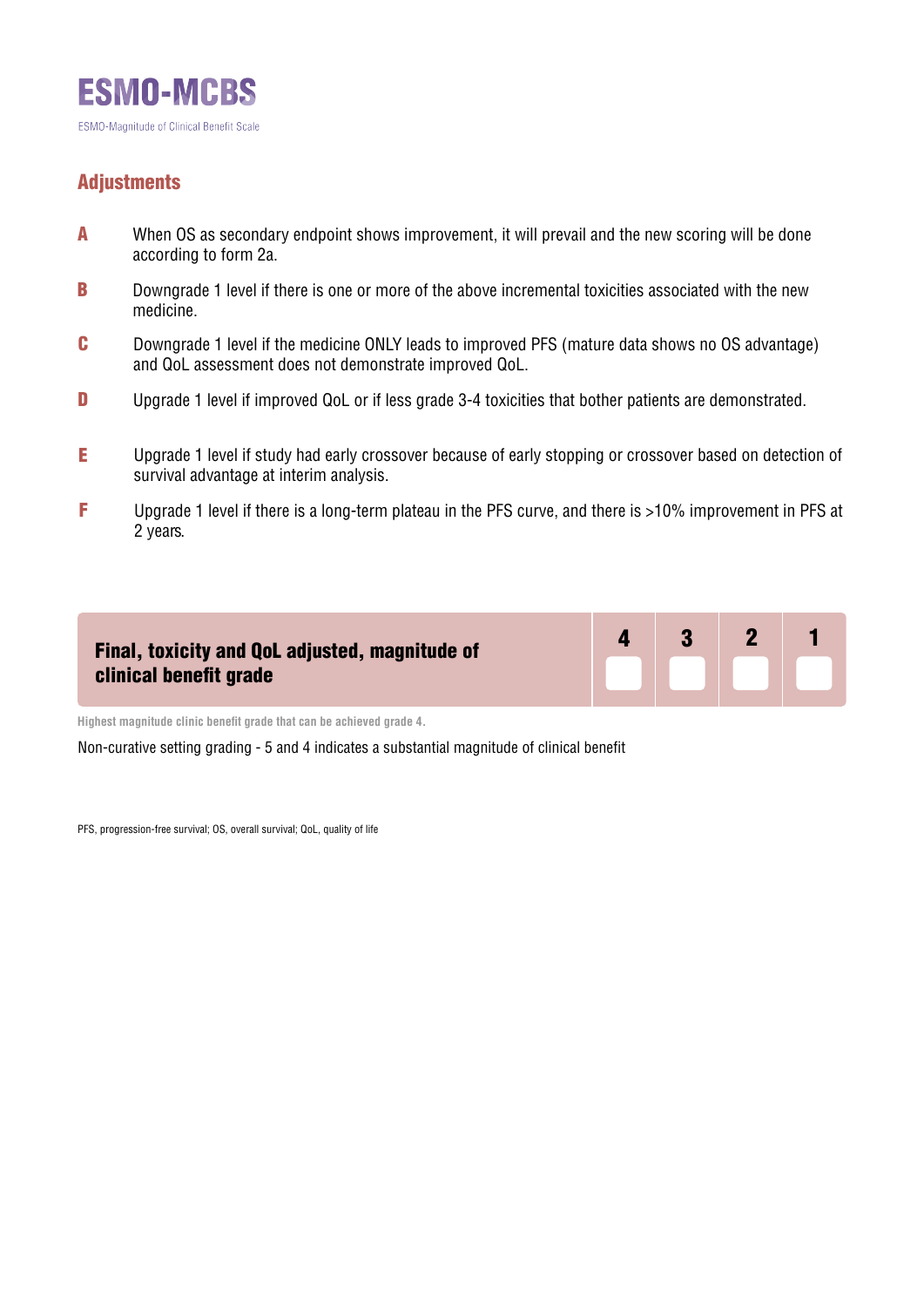# ESMO-MCBS

ESMO-Magnitude of Clinical Benefit Scale

## Adjustments

**A** When OS as secondary endpoint shows improvement, it will prevail and the new scoring will be done according to form 2a.

**B** Downgrade 1 level if there is one or more of the above incremental toxicities associated with the new medicine.

**C** Downgrade 1 level if the medicine ONLY leads to improved PFS (mature data shows no OS advantage) and QoL assessment does not demonstrate improved QoL.

**D** Upgrade 1 level if improved QoL or if less grade 3-4 toxicities that bother patients are demonstrated.

**E** Upgrade 1 level if study had early crossover because of early stopping or crossover based on detection of survival advantage at interim analysis.

**F** Upgrade 1 level if there is a long-term plateau in the PFS curve, and there is >10% improvement in PFS at 2 years.

| | 4 | 3 | 2 | 1 |
|---|---|---|---|---|
| **Final, toxicity and QoL adjusted, magnitude of clinical benefit grade** | | | | |

**Highest magnitude clinic benefit grade that can be achieved grade 4.**

Non-curative setting grading - 5 and 4 indicates a substantial magnitude of clinical benefit

PFS, progression-free survival; OS, overall survival; QoL, quality of life